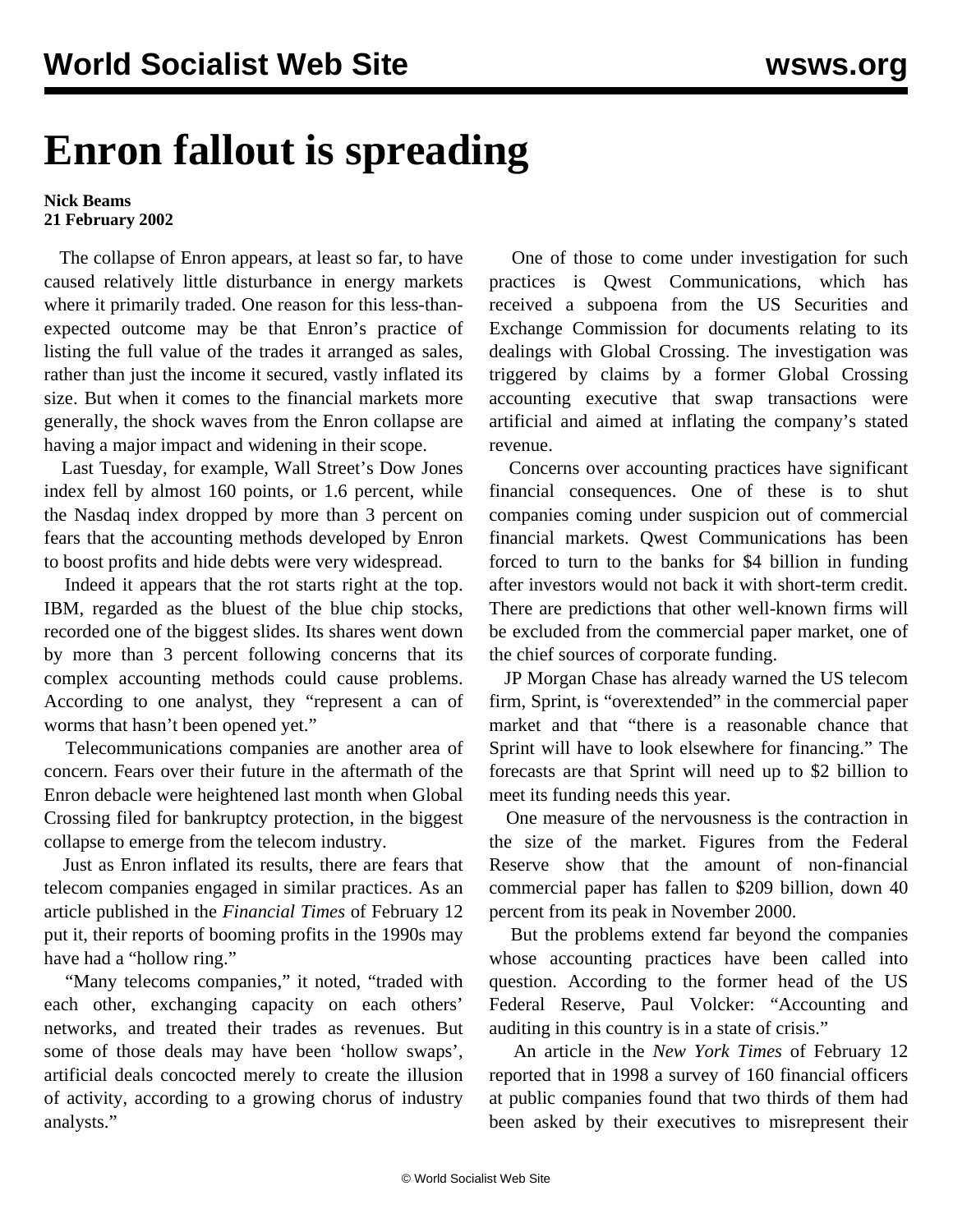# Enron fallout is spreading

**Nick Beams**
**21 February 2002**

The collapse of Enron appears, at least so far, to have caused relatively little disturbance in energy markets where it primarily traded. One reason for this less-than-expected outcome may be that Enron's practice of listing the full value of the trades it arranged as sales, rather than just the income it secured, vastly inflated its size. But when it comes to the financial markets more generally, the shock waves from the Enron collapse are having a major impact and widening in their scope.

Last Tuesday, for example, Wall Street's Dow Jones index fell by almost 160 points, or 1.6 percent, while the Nasdaq index dropped by more than 3 percent on fears that the accounting methods developed by Enron to boost profits and hide debts were very widespread.

Indeed it appears that the rot starts right at the top. IBM, regarded as the bluest of the blue chip stocks, recorded one of the biggest slides. Its shares went down by more than 3 percent following concerns that its complex accounting methods could cause problems. According to one analyst, they "represent a can of worms that hasn't been opened yet."

Telecommunications companies are another area of concern. Fears over their future in the aftermath of the Enron debacle were heightened last month when Global Crossing filed for bankruptcy protection, in the biggest collapse to emerge from the telecom industry.

Just as Enron inflated its results, there are fears that telecom companies engaged in similar practices. As an article published in the *Financial Times* of February 12 put it, their reports of booming profits in the 1990s may have had a "hollow ring."

"Many telecoms companies," it noted, "traded with each other, exchanging capacity on each others' networks, and treated their trades as revenues. But some of those deals may have been 'hollow swaps', artificial deals concocted merely to create the illusion of activity, according to a growing chorus of industry analysts."

One of those to come under investigation for such practices is Qwest Communications, which has received a subpoena from the US Securities and Exchange Commission for documents relating to its dealings with Global Crossing. The investigation was triggered by claims by a former Global Crossing accounting executive that swap transactions were artificial and aimed at inflating the company's stated revenue.

Concerns over accounting practices have significant financial consequences. One of these is to shut companies coming under suspicion out of commercial financial markets. Qwest Communications has been forced to turn to the banks for $4 billion in funding after investors would not back it with short-term credit. There are predictions that other well-known firms will be excluded from the commercial paper market, one of the chief sources of corporate funding.

JP Morgan Chase has already warned the US telecom firm, Sprint, is "overextended" in the commercial paper market and that "there is a reasonable chance that Sprint will have to look elsewhere for financing." The forecasts are that Sprint will need up to $2 billion to meet its funding needs this year.

One measure of the nervousness is the contraction in the size of the market. Figures from the Federal Reserve show that the amount of non-financial commercial paper has fallen to $209 billion, down 40 percent from its peak in November 2000.

But the problems extend far beyond the companies whose accounting practices have been called into question. According to the former head of the US Federal Reserve, Paul Volcker: "Accounting and auditing in this country is in a state of crisis."

An article in the *New York Times* of February 12 reported that in 1998 a survey of 160 financial officers at public companies found that two thirds of them had been asked by their executives to misrepresent their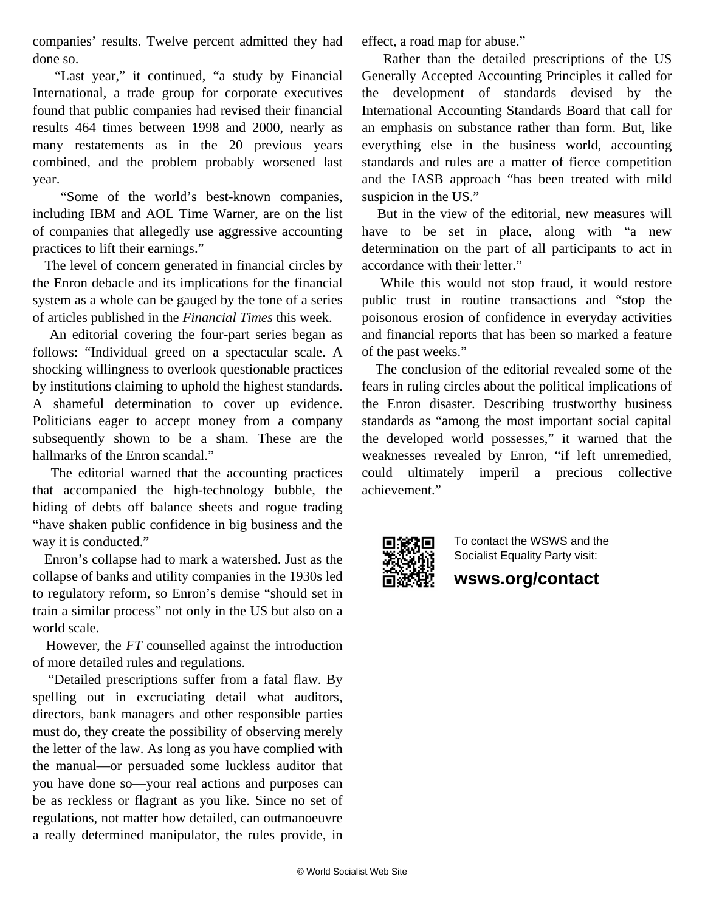companies' results. Twelve percent admitted they had done so.

"Last year," it continued, "a study by Financial International, a trade group for corporate executives found that public companies had revised their financial results 464 times between 1998 and 2000, nearly as many restatements as in the 20 previous years combined, and the problem probably worsened last year.

"Some of the world's best-known companies, including IBM and AOL Time Warner, are on the list of companies that allegedly use aggressive accounting practices to lift their earnings."

The level of concern generated in financial circles by the Enron debacle and its implications for the financial system as a whole can be gauged by the tone of a series of articles published in the *Financial Times* this week.

An editorial covering the four-part series began as follows: "Individual greed on a spectacular scale. A shocking willingness to overlook questionable practices by institutions claiming to uphold the highest standards. A shameful determination to cover up evidence. Politicians eager to accept money from a company subsequently shown to be a sham. These are the hallmarks of the Enron scandal."

The editorial warned that the accounting practices that accompanied the high-technology bubble, the hiding of debts off balance sheets and rogue trading "have shaken public confidence in big business and the way it is conducted."

Enron's collapse had to mark a watershed. Just as the collapse of banks and utility companies in the 1930s led to regulatory reform, so Enron's demise "should set in train a similar process" not only in the US but also on a world scale.

However, the *FT* counselled against the introduction of more detailed rules and regulations.

"Detailed prescriptions suffer from a fatal flaw. By spelling out in excruciating detail what auditors, directors, bank managers and other responsible parties must do, they create the possibility of observing merely the letter of the law. As long as you have complied with the manual—or persuaded some luckless auditor that you have done so—your real actions and purposes can be as reckless or flagrant as you like. Since no set of regulations, not matter how detailed, can outmanoeuvre a really determined manipulator, the rules provide, in effect, a road map for abuse."

Rather than the detailed prescriptions of the US Generally Accepted Accounting Principles it called for the development of standards devised by the International Accounting Standards Board that call for an emphasis on substance rather than form. But, like everything else in the business world, accounting standards and rules are a matter of fierce competition and the IASB approach "has been treated with mild suspicion in the US."

But in the view of the editorial, new measures will have to be set in place, along with "a new determination on the part of all participants to act in accordance with their letter."

While this would not stop fraud, it would restore public trust in routine transactions and "stop the poisonous erosion of confidence in everyday activities and financial reports that has been so marked a feature of the past weeks."

The conclusion of the editorial revealed some of the fears in ruling circles about the political implications of the Enron disaster. Describing trustworthy business standards as "among the most important social capital the developed world possesses," it warned that the weaknesses revealed by Enron, "if left unremedied, could ultimately imperil a precious collective achievement."

To contact the WSWS and the Socialist Equality Party visit:

**wsws.org/contact**